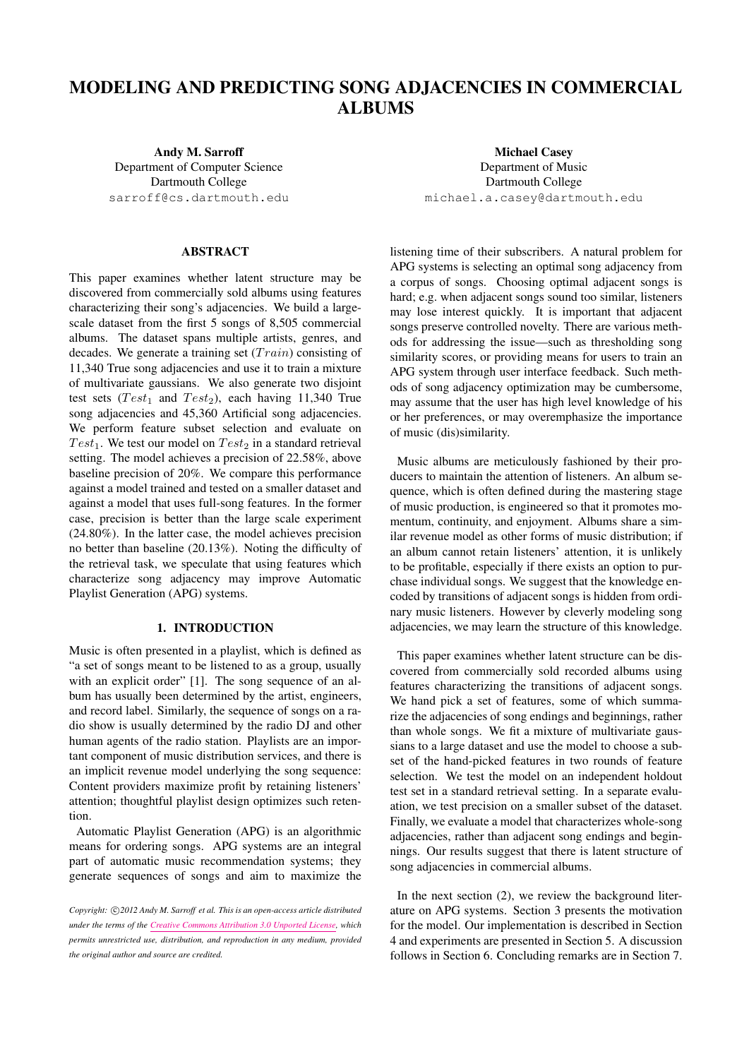# MODELING AND PREDICTING SONG ADJACENCIES IN COMMERCIAL ALBUMS

**Andy M. Sarroff**
Department of Computer Science
Dartmouth College
sarroff@cs.dartmouth.edu

**Michael Casey**
Department of Music
Dartmouth College
michael.a.casey@dartmouth.edu

## ABSTRACT

This paper examines whether latent structure may be discovered from commercially sold albums using features characterizing their song's adjacencies. We build a large-scale dataset from the first 5 songs of 8,505 commercial albums. The dataset spans multiple artists, genres, and decades. We generate a training set ($Train$) consisting of 11,340 True song adjacencies and use it to train a mixture of multivariate gaussians. We also generate two disjoint test sets ($Test_1$ and $Test_2$), each having 11,340 True song adjacencies and 45,360 Artificial song adjacencies. We perform feature subset selection and evaluate on $Test_1$. We test our model on $Test_2$ in a standard retrieval setting. The model achieves a precision of 22.58%, above baseline precision of 20%. We compare this performance against a model trained and tested on a smaller dataset and against a model that uses full-song features. In the former case, precision is better than the large scale experiment (24.80%). In the latter case, the model achieves precision no better than baseline (20.13%). Noting the difficulty of the retrieval task, we speculate that using features which characterize song adjacency may improve Automatic Playlist Generation (APG) systems.

## 1. INTRODUCTION

Music is often presented in a playlist, which is defined as "a set of songs meant to be listened to as a group, usually with an explicit order" [1]. The song sequence of an album has usually been determined by the artist, engineers, and record label. Similarly, the sequence of songs on a radio show is usually determined by the radio DJ and other human agents of the radio station. Playlists are an important component of music distribution services, and there is an implicit revenue model underlying the song sequence: Content providers maximize profit by retaining listeners' attention; thoughtful playlist design optimizes such retention.

Automatic Playlist Generation (APG) is an algorithmic means for ordering songs. APG systems are an integral part of automatic music recommendation systems; they generate sequences of songs and aim to maximize the listening time of their subscribers. A natural problem for APG systems is selecting an optimal song adjacency from a corpus of songs. Choosing optimal adjacent songs is hard; e.g. when adjacent songs sound too similar, listeners may lose interest quickly. It is important that adjacent songs preserve controlled novelty. There are various methods for addressing the issue—such as thresholding song similarity scores, or providing means for users to train an APG system through user interface feedback. Such methods of song adjacency optimization may be cumbersome, may assume that the user has high level knowledge of his or her preferences, or may overemphasize the importance of music (dis)similarity.

Music albums are meticulously fashioned by their producers to maintain the attention of listeners. An album sequence, which is often defined during the mastering stage of music production, is engineered so that it promotes momentum, continuity, and enjoyment. Albums share a similar revenue model as other forms of music distribution; if an album cannot retain listeners' attention, it is unlikely to be profitable, especially if there exists an option to purchase individual songs. We suggest that the knowledge encoded by transitions of adjacent songs is hidden from ordinary music listeners. However by cleverly modeling song adjacencies, we may learn the structure of this knowledge.

This paper examines whether latent structure can be discovered from commercially sold recorded albums using features characterizing the transitions of adjacent songs. We hand pick a set of features, some of which summarize the adjacencies of song endings and beginnings, rather than whole songs. We fit a mixture of multivariate gaussians to a large dataset and use the model to choose a subset of the hand-picked features in two rounds of feature selection. We test the model on an independent holdout test set in a standard retrieval setting. In a separate evaluation, we test precision on a smaller subset of the dataset. Finally, we evaluate a model that characterizes whole-song adjacencies, rather than adjacent song endings and beginnings. Our results suggest that there is latent structure of song adjacencies in commercial albums.

In the next section (2), we review the background literature on APG systems. Section 3 presents the motivation for the model. Our implementation is described in Section 4 and experiments are presented in Section 5. A discussion follows in Section 6. Concluding remarks are in Section 7.

*Copyright: ©2012 Andy M. Sarroff et al. This is an open-access article distributed under the terms of the Creative Commons Attribution 3.0 Unported License, which permits unrestricted use, distribution, and reproduction in any medium, provided the original author and source are credited.*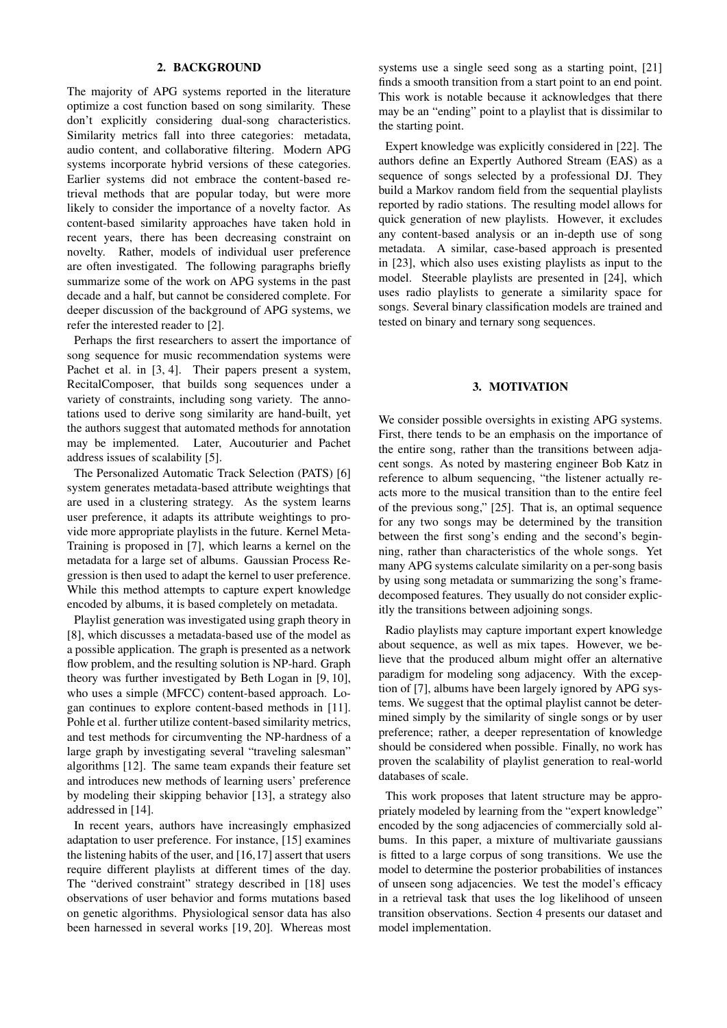## 2. BACKGROUND

The majority of APG systems reported in the literature optimize a cost function based on song similarity. These don't explicitly considering dual-song characteristics. Similarity metrics fall into three categories: metadata, audio content, and collaborative filtering. Modern APG systems incorporate hybrid versions of these categories. Earlier systems did not embrace the content-based retrieval methods that are popular today, but were more likely to consider the importance of a novelty factor. As content-based similarity approaches have taken hold in recent years, there has been decreasing constraint on novelty. Rather, models of individual user preference are often investigated. The following paragraphs briefly summarize some of the work on APG systems in the past decade and a half, but cannot be considered complete. For deeper discussion of the background of APG systems, we refer the interested reader to [2].

Perhaps the first researchers to assert the importance of song sequence for music recommendation systems were Pachet et al. in [3, 4]. Their papers present a system, RecitalComposer, that builds song sequences under a variety of constraints, including song variety. The annotations used to derive song similarity are hand-built, yet the authors suggest that automated methods for annotation may be implemented. Later, Aucouturier and Pachet address issues of scalability [5].

The Personalized Automatic Track Selection (PATS) [6] system generates metadata-based attribute weightings that are used in a clustering strategy. As the system learns user preference, it adapts its attribute weightings to provide more appropriate playlists in the future. Kernel Meta-Training is proposed in [7], which learns a kernel on the metadata for a large set of albums. Gaussian Process Regression is then used to adapt the kernel to user preference. While this method attempts to capture expert knowledge encoded by albums, it is based completely on metadata.

Playlist generation was investigated using graph theory in [8], which discusses a metadata-based use of the model as a possible application. The graph is presented as a network flow problem, and the resulting solution is NP-hard. Graph theory was further investigated by Beth Logan in [9, 10], who uses a simple (MFCC) content-based approach. Logan continues to explore content-based methods in [11]. Pohle et al. further utilize content-based similarity metrics, and test methods for circumventing the NP-hardness of a large graph by investigating several "traveling salesman" algorithms [12]. The same team expands their feature set and introduces new methods of learning users' preference by modeling their skipping behavior [13], a strategy also addressed in [14].

In recent years, authors have increasingly emphasized adaptation to user preference. For instance, [15] examines the listening habits of the user, and [16,17] assert that users require different playlists at different times of the day. The "derived constraint" strategy described in [18] uses observations of user behavior and forms mutations based on genetic algorithms. Physiological sensor data has also been harnessed in several works [19, 20]. Whereas most systems use a single seed song as a starting point, [21] finds a smooth transition from a start point to an end point. This work is notable because it acknowledges that there may be an "ending" point to a playlist that is dissimilar to the starting point.

Expert knowledge was explicitly considered in [22]. The authors define an Expertly Authored Stream (EAS) as a sequence of songs selected by a professional DJ. They build a Markov random field from the sequential playlists reported by radio stations. The resulting model allows for quick generation of new playlists. However, it excludes any content-based analysis or an in-depth use of song metadata. A similar, case-based approach is presented in [23], which also uses existing playlists as input to the model. Steerable playlists are presented in [24], which uses radio playlists to generate a similarity space for songs. Several binary classification models are trained and tested on binary and ternary song sequences.

## 3. MOTIVATION

We consider possible oversights in existing APG systems. First, there tends to be an emphasis on the importance of the entire song, rather than the transitions between adjacent songs. As noted by mastering engineer Bob Katz in reference to album sequencing, "the listener actually reacts more to the musical transition than to the entire feel of the previous song," [25]. That is, an optimal sequence for any two songs may be determined by the transition between the first song's ending and the second's beginning, rather than characteristics of the whole songs. Yet many APG systems calculate similarity on a per-song basis by using song metadata or summarizing the song's frame-decomposed features. They usually do not consider explicitly the transitions between adjoining songs.

Radio playlists may capture important expert knowledge about sequence, as well as mix tapes. However, we believe that the produced album might offer an alternative paradigm for modeling song adjacency. With the exception of [7], albums have been largely ignored by APG systems. We suggest that the optimal playlist cannot be determined simply by the similarity of single songs or by user preference; rather, a deeper representation of knowledge should be considered when possible. Finally, no work has proven the scalability of playlist generation to real-world databases of scale.

This work proposes that latent structure may be appropriately modeled by learning from the "expert knowledge" encoded by the song adjacencies of commercially sold albums. In this paper, a mixture of multivariate gaussians is fitted to a large corpus of song transitions. We use the model to determine the posterior probabilities of instances of unseen song adjacencies. We test the model's efficacy in a retrieval task that uses the log likelihood of unseen transition observations. Section 4 presents our dataset and model implementation.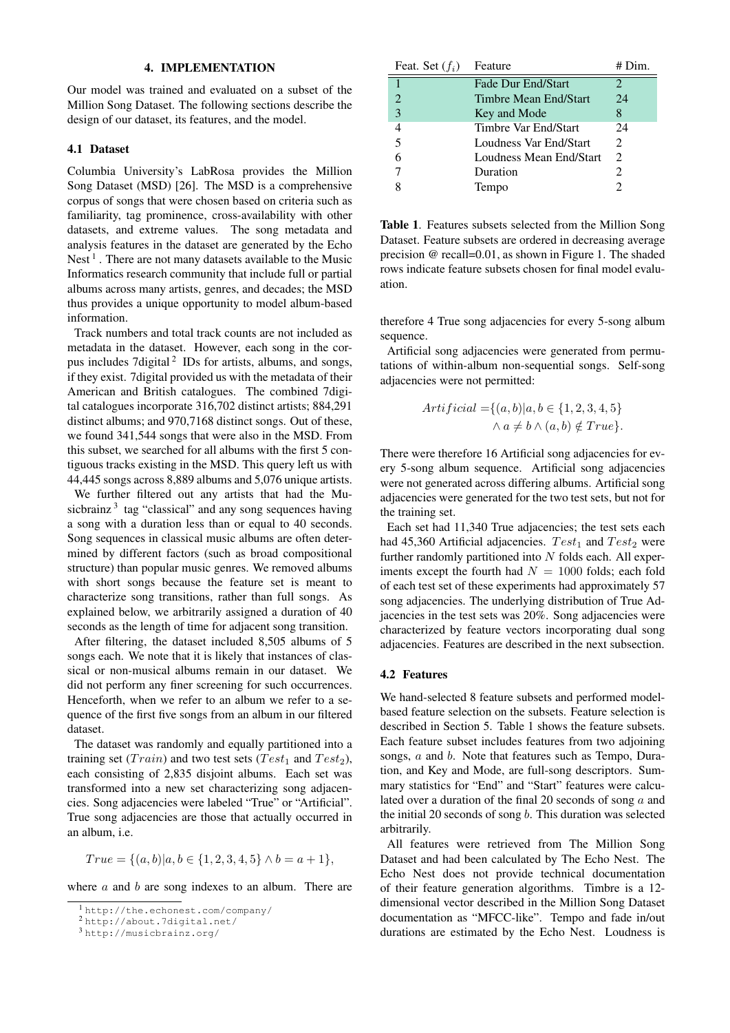## 4. IMPLEMENTATION

Our model was trained and evaluated on a subset of the Million Song Dataset. The following sections describe the design of our dataset, its features, and the model.

### 4.1 Dataset

Columbia University's LabRosa provides the Million Song Dataset (MSD) [26]. The MSD is a comprehensive corpus of songs that were chosen based on criteria such as familiarity, tag prominence, cross-availability with other datasets, and extreme values. The song metadata and analysis features in the dataset are generated by the Echo Nest [1]. There are not many datasets available to the Music Informatics research community that include full or partial albums across many artists, genres, and decades; the MSD thus provides a unique opportunity to model album-based information.

Track numbers and total track counts are not included as metadata in the dataset. However, each song in the corpus includes 7digital [2] IDs for artists, albums, and songs, if they exist. 7digital provided us with the metadata of their American and British catalogues. The combined 7digital catalogues incorporate 316,702 distinct artists; 884,291 distinct albums; and 970,7168 distinct songs. Out of these, we found 341,544 songs that were also in the MSD. From this subset, we searched for all albums with the first 5 contiguous tracks existing in the MSD. This query left us with 44,445 songs across 8,889 albums and 5,076 unique artists.

We further filtered out any artists that had the Musicbrainz [3] tag "classical" and any song sequences having a song with a duration less than or equal to 40 seconds. Song sequences in classical music albums are often determined by different factors (such as broad compositional structure) than popular music genres. We removed albums with short songs because the feature set is meant to characterize song transitions, rather than full songs. As explained below, we arbitrarily assigned a duration of 40 seconds as the length of time for adjacent song transition.

After filtering, the dataset included 8,505 albums of 5 songs each. We note that it is likely that instances of classical or non-musical albums remain in our dataset. We did not perform any finer screening for such occurrences. Henceforth, when we refer to an album we refer to a sequence of the first five songs from an album in our filtered dataset.

The dataset was randomly and equally partitioned into a training set ($Train$) and two test sets ($Test_1$ and $Test_2$), each consisting of 2,835 disjoint albums. Each set was transformed into a new set characterizing song adjacencies. Song adjacencies were labeled "True" or "Artificial". True song adjacencies are those that actually occurred in an album, i.e.

$$True = \{(a, b)|a, b \in \{1, 2, 3, 4, 5\} \wedge b = a + 1\},$$

where $a$ and $b$ are song indexes to an album. There are therefore 4 True song adjacencies for every 5-song album sequence.

Artificial song adjacencies were generated from permutations of within-album non-sequential songs. Self-song adjacencies were not permitted:

$$\begin{aligned} Artificial = \{&(a, b)|a, b \in \{1, 2, 3, 4, 5\} \\ &\wedge a \neq b \wedge (a, b) \notin True\}. \end{aligned}$$

There were therefore 16 Artificial song adjacencies for every 5-song album sequence. Artificial song adjacencies were not generated across differing albums. Artificial song adjacencies were generated for the two test sets, but not for the training set.

Each set had 11,340 True adjacencies; the test sets each had 45,360 Artificial adjacencies. $Test_1$ and $Test_2$ were further randomly partitioned into $N$ folds each. All experiments except the fourth had $N = 1000$ folds; each fold of each test set of these experiments had approximately 57 song adjacencies. The underlying distribution of True Adjacencies in the test sets was 20%. Song adjacencies were characterized by feature vectors incorporating dual song adjacencies. Features are described in the next subsection.

| Feat. Set ($f_i$) | Feature | # Dim. |
|---|---|---|
| 1 | Fade Dur End/Start | 2 |
| 2 | Timbre Mean End/Start | 24 |
| 3 | Key and Mode | 8 |
| 4 | Timbre Var End/Start | 24 |
| 5 | Loudness Var End/Start | 2 |
| 6 | Loudness Mean End/Start | 2 |
| 7 | Duration | 2 |
| 8 | Tempo | 2 |

**Table 1**. Features subsets selected from the Million Song Dataset. Feature subsets are ordered in decreasing average precision @ recall=0.01, as shown in Figure 1. The shaded rows indicate feature subsets chosen for final model evaluation.

### 4.2 Features

We hand-selected 8 feature subsets and performed model-based feature selection on the subsets. Feature selection is described in Section 5. Table 1 shows the feature subsets. Each feature subset includes features from two adjoining songs, $a$ and $b$. Note that features such as Tempo, Duration, and Key and Mode, are full-song descriptors. Summary statistics for "End" and "Start" features were calculated over a duration of the final 20 seconds of song $a$ and the initial 20 seconds of song $b$. This duration was selected arbitrarily.

All features were retrieved from The Million Song Dataset and had been calculated by The Echo Nest. The Echo Nest does not provide technical documentation of their feature generation algorithms. Timbre is a 12-dimensional vector described in the Million Song Dataset documentation as "MFCC-like". Tempo and fade in/out durations are estimated by the Echo Nest. Loudness is

[1] http://the.echonest.com/company/
[2] http://about.7digital.net/
[3] http://musicbrainz.org/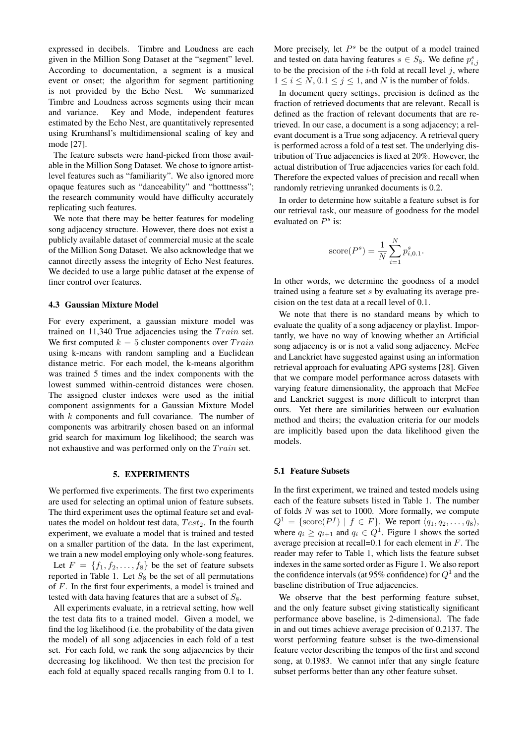expressed in decibels. Timbre and Loudness are each given in the Million Song Dataset at the "segment" level. According to documentation, a segment is a musical event or onset; the algorithm for segment partitioning is not provided by the Echo Nest. We summarized Timbre and Loudness across segments using their mean and variance. Key and Mode, independent features estimated by the Echo Nest, are quantitatively represented using Krumhansl's multidimensional scaling of key and mode [27].

The feature subsets were hand-picked from those available in the Million Song Dataset. We chose to ignore artist-level features such as "familiarity". We also ignored more opaque features such as "danceability" and "hotttnesss"; the research community would have difficulty accurately replicating such features.

We note that there may be better features for modeling song adjacency structure. However, there does not exist a publicly available dataset of commercial music at the scale of the Million Song Dataset. We also acknowledge that we cannot directly assess the integrity of Echo Nest features. We decided to use a large public dataset at the expense of finer control over features.

### 4.3 Gaussian Mixture Model

For every experiment, a gaussian mixture model was trained on 11,340 True adjacencies using the $Train$ set. We first computed $k = 5$ cluster components over $Train$ using k-means with random sampling and a Euclidean distance metric. For each model, the k-means algorithm was trained 5 times and the index components with the lowest summed within-centroid distances were chosen. The assigned cluster indexes were used as the initial component assignments for a Gaussian Mixture Model with $k$ components and full covariance. The number of components was arbitrarily chosen based on an informal grid search for maximum log likelihood; the search was not exhaustive and was performed only on the $Train$ set.

## 5. EXPERIMENTS

We performed five experiments. The first two experiments are used for selecting an optimal union of feature subsets. The third experiment uses the optimal feature set and evaluates the model on holdout test data, $Test_2$. In the fourth experiment, we evaluate a model that is trained and tested on a smaller partition of the data. In the last experiment, we train a new model employing only whole-song features.

Let $F = \{f_1, f_2, \ldots, f_8\}$ be the set of feature subsets reported in Table 1. Let $S_8$ be the set of all permutations of $F$. In the first four experiments, a model is trained and tested with data having features that are a subset of $S_8$.

All experiments evaluate, in a retrieval setting, how well the test data fits to a trained model. Given a model, we find the log likelihood (i.e. the probability of the data given the model) of all song adjacencies in each fold of a test set. For each fold, we rank the song adjacencies by their decreasing log likelihood. We then test the precision for each fold at equally spaced recalls ranging from 0.1 to 1. More precisely, let $P^s$ be the output of a model trained and tested on data having features $s \in S_8$. We define $p^s_{i,j}$ to be the precision of the $i$-th fold at recall level $j$, where $1 \leq i \leq N$, $0.1 \leq j \leq 1$, and $N$ is the number of folds.

In document query settings, precision is defined as the fraction of retrieved documents that are relevant. Recall is defined as the fraction of relevant documents that are retrieved. In our case, a document is a song adjacency; a relevant document is a True song adjacency. A retrieval query is performed across a fold of a test set. The underlying distribution of True adjacencies is fixed at 20%. However, the actual distribution of True adjacencies varies for each fold. Therefore the expected values of precision and recall when randomly retrieving unranked documents is 0.2.

In order to determine how suitable a feature subset is for our retrieval task, our measure of goodness for the model evaluated on $P^s$ is:

$$\text{score}(P^s) = \frac{1}{N} \sum_{i=1}^{N} p^s_{i,0.1}.$$

In other words, we determine the goodness of a model trained using a feature set $s$ by evaluating its average precision on the test data at a recall level of 0.1.

We note that there is no standard means by which to evaluate the quality of a song adjacency or playlist. Importantly, we have no way of knowing whether an Artificial song adjacency is or is not a valid song adjacency. McFee and Lanckriet have suggested against using an information retrieval approach for evaluating APG systems [28]. Given that we compare model performance across datasets with varying feature dimensionality, the approach that McFee and Lanckriet suggest is more difficult to interpret than ours. Yet there are similarities between our evaluation method and theirs; the evaluation criteria for our models are implicitly based upon the data likelihood given the models.

### 5.1 Feature Subsets

In the first experiment, we trained and tested models using each of the feature subsets listed in Table 1. The number of folds $N$ was set to 1000. More formally, we compute $Q^1 = \{\text{score}(P^f) \mid f \in F\}$. We report $\langle q_1, q_2, \ldots, q_8 \rangle$, where $q_i \geq q_{i+1}$ and $q_i \in Q^1$. Figure 1 shows the sorted average precision at recall=0.1 for each element in $F$. The reader may refer to Table 1, which lists the feature subset indexes in the same sorted order as Figure 1. We also report the confidence intervals (at 95% confidence) for $Q^1$ and the baseline distribution of True adjacencies.

We observe that the best performing feature subset, and the only feature subset giving statistically significant performance above baseline, is 2-dimensional. The fade in and out times achieve average precision of 0.2137. The worst performing feature subset is the two-dimensional feature vector describing the tempos of the first and second song, at 0.1983. We cannot infer that any single feature subset performs better than any other feature subset.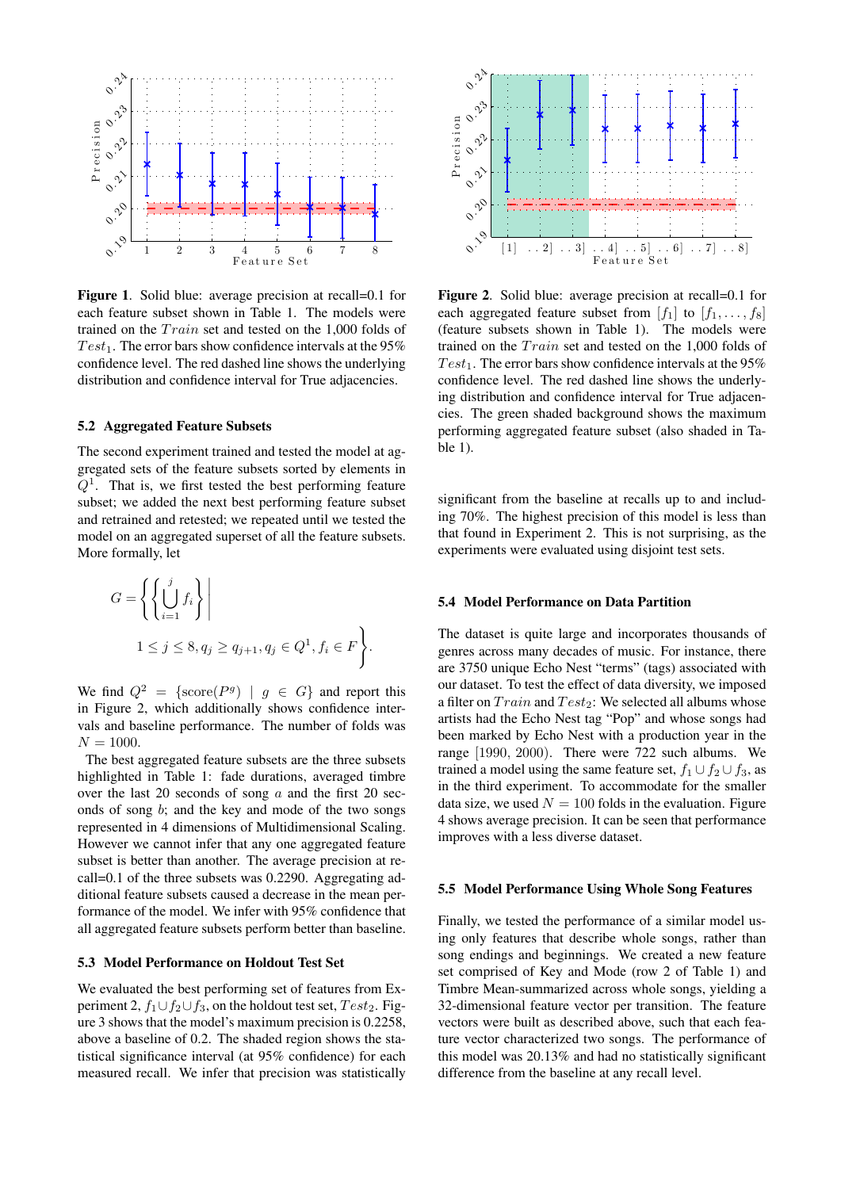**Figure 1**. Solid blue: average precision at recall=0.1 for each feature subset shown in Table 1. The models were trained on the $Train$ set and tested on the 1,000 folds of $Test_1$. The error bars show confidence intervals at the 95% confidence level. The red dashed line shows the underlying distribution and confidence interval for True adjacencies.

**Figure 2**. Solid blue: average precision at recall=0.1 for each aggregated feature subset from $[f_1]$ to $[f_1, \ldots, f_8]$ (feature subsets shown in Table 1). The models were trained on the $Train$ set and tested on the 1,000 folds of $Test_1$. The error bars show confidence intervals at the 95% confidence level. The red dashed line shows the underlying distribution and confidence interval for True adjacencies. The green shaded background shows the maximum performing aggregated feature subset (also shaded in Table 1).

### 5.2 Aggregated Feature Subsets

The second experiment trained and tested the model at aggregated sets of the feature subsets sorted by elements in $Q^1$. That is, we first tested the best performing feature subset; we added the next best performing feature subset and retrained and retested; we repeated until we tested the model on an aggregated superset of all the feature subsets. More formally, let

$$G = \left\{ \left\{ \bigcup_{i=1}^{j} f_i \right\} \middle| \; 1 \leq j \leq 8, q_j \geq q_{j+1}, q_j \in Q^1, f_i \in F \right\}.$$

We find $Q^2 = \{\text{score}(P^g) \mid g \in G\}$ and report this in Figure 2, which additionally shows confidence intervals and baseline performance. The number of folds was $N = 1000$.

The best aggregated feature subsets are the three subsets highlighted in Table 1: fade durations, averaged timbre over the last 20 seconds of song $a$ and the first 20 seconds of song $b$; and the key and mode of the two songs represented in 4 dimensions of Multidimensional Scaling. However we cannot infer that any one aggregated feature subset is better than another. The average precision at recall=0.1 of the three subsets was 0.2290. Aggregating additional feature subsets caused a decrease in the mean performance of the model. We infer with 95% confidence that all aggregated feature subsets perform better than baseline.

### 5.3 Model Performance on Holdout Test Set

We evaluated the best performing set of features from Experiment 2, $f_1 \cup f_2 \cup f_3$, on the holdout test set, $Test_2$. Figure 3 shows that the model's maximum precision is 0.2258, above a baseline of 0.2. The shaded region shows the statistical significance interval (at 95% confidence) for each measured recall. We infer that precision was statistically significant from the baseline at recalls up to and including 70%. The highest precision of this model is less than that found in Experiment 2. This is not surprising, as the experiments were evaluated using disjoint test sets.

### 5.4 Model Performance on Data Partition

The dataset is quite large and incorporates thousands of genres across many decades of music. For instance, there are 3750 unique Echo Nest "terms" (tags) associated with our dataset. To test the effect of data diversity, we imposed a filter on $Train$ and $Test_2$: We selected all albums whose artists had the Echo Nest tag "Pop" and whose songs had been marked by Echo Nest with a production year in the range $[1990, 2000)$. There were 722 such albums. We trained a model using the same feature set, $f_1 \cup f_2 \cup f_3$, as in the third experiment. To accommodate for the smaller data size, we used $N = 100$ folds in the evaluation. Figure 4 shows average precision. It can be seen that performance improves with a less diverse dataset.

### 5.5 Model Performance Using Whole Song Features

Finally, we tested the performance of a similar model using only features that describe whole songs, rather than song endings and beginnings. We created a new feature set comprised of Key and Mode (row 2 of Table 1) and Timbre Mean-summarized across whole songs, yielding a 32-dimensional feature vector per transition. The feature vectors were built as described above, such that each feature vector characterized two songs. The performance of this model was 20.13% and had no statistically significant difference from the baseline at any recall level.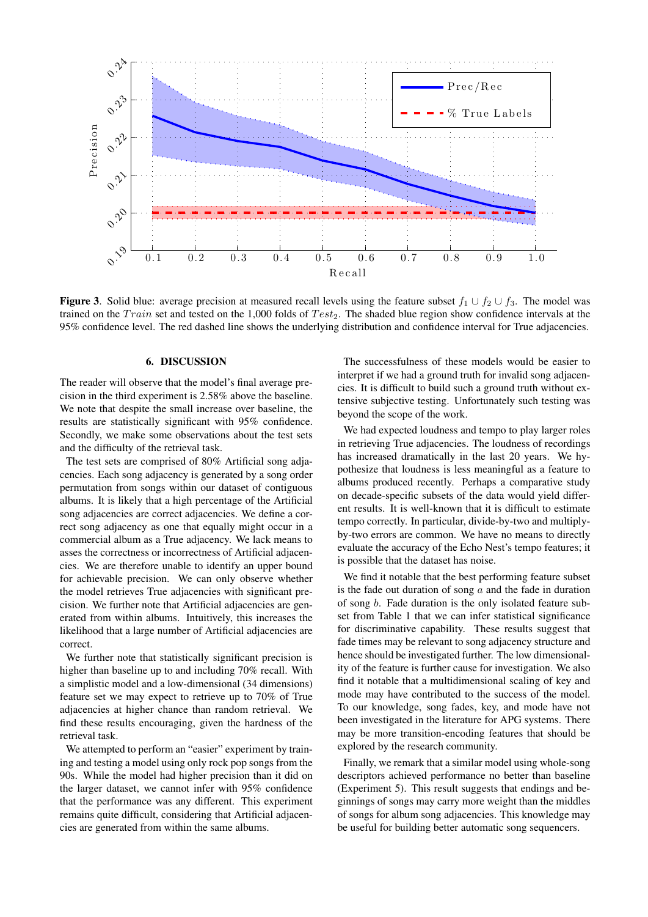**Figure 3**. Solid blue: average precision at measured recall levels using the feature subset $f_1 \cup f_2 \cup f_3$. The model was trained on the $Train$ set and tested on the 1,000 folds of $Test_2$. The shaded blue region show confidence intervals at the 95% confidence level. The red dashed line shows the underlying distribution and confidence interval for True adjacencies.

## 6. DISCUSSION

The reader will observe that the model's final average precision in the third experiment is 2.58% above the baseline. We note that despite the small increase over baseline, the results are statistically significant with 95% confidence. Secondly, we make some observations about the test sets and the difficulty of the retrieval task.

The test sets are comprised of 80% Artificial song adjacencies. Each song adjacency is generated by a song order permutation from songs within our dataset of contiguous albums. It is likely that a high percentage of the Artificial song adjacencies are correct adjacencies. We define a correct song adjacency as one that equally might occur in a commercial album as a True adjacency. We lack means to asses the correctness or incorrectness of Artificial adjacencies. We are therefore unable to identify an upper bound for achievable precision. We can only observe whether the model retrieves True adjacencies with significant precision. We further note that Artificial adjacencies are generated from within albums. Intuitively, this increases the likelihood that a large number of Artificial adjacencies are correct.

We further note that statistically significant precision is higher than baseline up to and including 70% recall. With a simplistic model and a low-dimensional (34 dimensions) feature set we may expect to retrieve up to 70% of True adjacencies at higher chance than random retrieval. We find these results encouraging, given the hardness of the retrieval task.

We attempted to perform an "easier" experiment by training and testing a model using only rock pop songs from the 90s. While the model had higher precision than it did on the larger dataset, we cannot infer with 95% confidence that the performance was any different. This experiment remains quite difficult, considering that Artificial adjacencies are generated from within the same albums.

The successfulness of these models would be easier to interpret if we had a ground truth for invalid song adjacencies. It is difficult to build such a ground truth without extensive subjective testing. Unfortunately such testing was beyond the scope of the work.

We had expected loudness and tempo to play larger roles in retrieving True adjacencies. The loudness of recordings has increased dramatically in the last 20 years. We hypothesize that loudness is less meaningful as a feature to albums produced recently. Perhaps a comparative study on decade-specific subsets of the data would yield different results. It is well-known that it is difficult to estimate tempo correctly. In particular, divide-by-two and multiply-by-two errors are common. We have no means to directly evaluate the accuracy of the Echo Nest's tempo features; it is possible that the dataset has noise.

We find it notable that the best performing feature subset is the fade out duration of song $a$ and the fade in duration of song $b$. Fade duration is the only isolated feature subset from Table 1 that we can infer statistical significance for discriminative capability. These results suggest that fade times may be relevant to song adjacency structure and hence should be investigated further. The low dimensionality of the feature is further cause for investigation. We also find it notable that a multidimensional scaling of key and mode may have contributed to the success of the model. To our knowledge, song fades, key, and mode have not been investigated in the literature for APG systems. There may be more transition-encoding features that should be explored by the research community.

Finally, we remark that a similar model using whole-song descriptors achieved performance no better than baseline (Experiment 5). This result suggests that endings and beginnings of songs may carry more weight than the middles of songs for album song adjacencies. This knowledge may be useful for building better automatic song sequencers.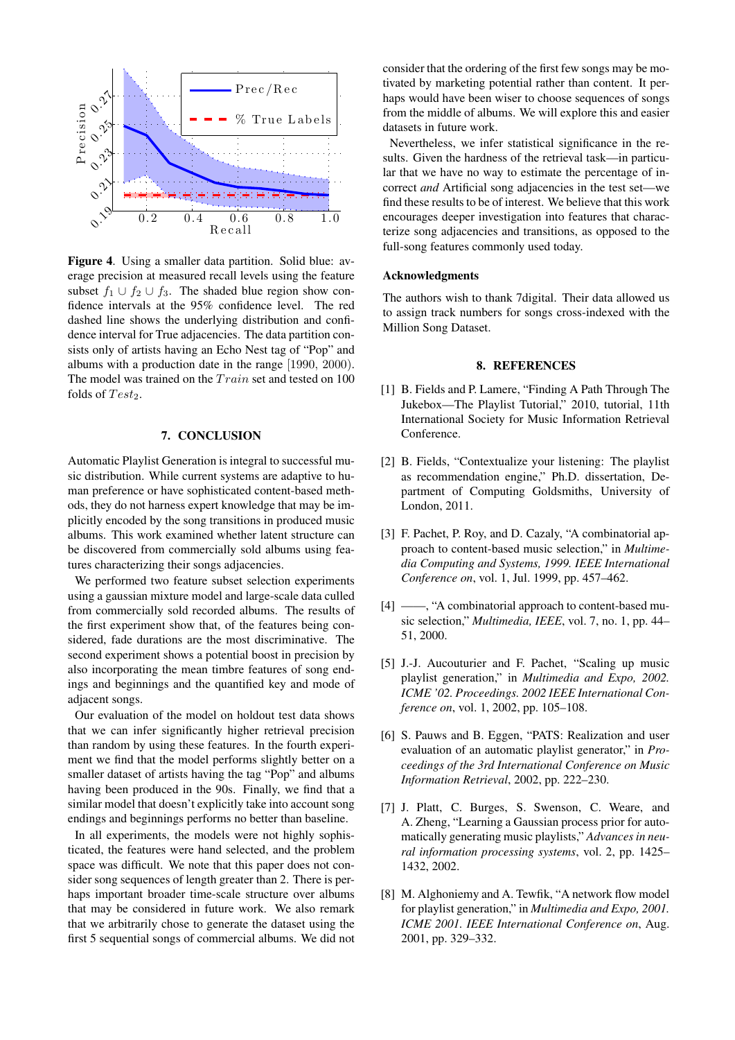**Figure 4**. Using a smaller data partition. Solid blue: average precision at measured recall levels using the feature subset $f_1 \cup f_2 \cup f_3$. The shaded blue region show confidence intervals at the 95% confidence level. The red dashed line shows the underlying distribution and confidence interval for True adjacencies. The data partition consists only of artists having an Echo Nest tag of "Pop" and albums with a production date in the range $[1990, 2000)$. The model was trained on the $Train$ set and tested on 100 folds of $Test_2$.

## 7. CONCLUSION

Automatic Playlist Generation is integral to successful music distribution. While current systems are adaptive to human preference or have sophisticated content-based methods, they do not harness expert knowledge that may be implicitly encoded by the song transitions in produced music albums. This work examined whether latent structure can be discovered from commercially sold albums using features characterizing their songs adjacencies.

We performed two feature subset selection experiments using a gaussian mixture model and large-scale data culled from commercially sold recorded albums. The results of the first experiment show that, of the features being considered, fade durations are the most discriminative. The second experiment shows a potential boost in precision by also incorporating the mean timbre features of song endings and beginnings and the quantified key and mode of adjacent songs.

Our evaluation of the model on holdout test data shows that we can infer significantly higher retrieval precision than random by using these features. In the fourth experiment we find that the model performs slightly better on a smaller dataset of artists having the tag "Pop" and albums having been produced in the 90s. Finally, we find that a similar model that doesn't explicitly take into account song endings and beginnings performs no better than baseline.

In all experiments, the models were not highly sophisticated, the features were hand selected, and the problem space was difficult. We note that this paper does not consider song sequences of length greater than 2. There is perhaps important broader time-scale structure over albums that may be considered in future work. We also remark that we arbitrarily chose to generate the dataset using the first 5 sequential songs of commercial albums. We did not consider that the ordering of the first few songs may be motivated by marketing potential rather than content. It perhaps would have been wiser to choose sequences of songs from the middle of albums. We will explore this and easier datasets in future work.

Nevertheless, we infer statistical significance in the results. Given the hardness of the retrieval task—in particular that we have no way to estimate the percentage of incorrect *and* Artificial song adjacencies in the test set—we find these results to be of interest. We believe that this work encourages deeper investigation into features that characterize song adjacencies and transitions, as opposed to the full-song features commonly used today.

### Acknowledgments

The authors wish to thank 7digital. Their data allowed us to assign track numbers for songs cross-indexed with the Million Song Dataset.

## 8. REFERENCES

[1] B. Fields and P. Lamere, "Finding A Path Through The Jukebox—The Playlist Tutorial," 2010, tutorial, 11th International Society for Music Information Retrieval Conference.

[2] B. Fields, "Contextualize your listening: The playlist as recommendation engine," Ph.D. dissertation, Department of Computing Goldsmiths, University of London, 2011.

[3] F. Pachet, P. Roy, and D. Cazaly, "A combinatorial approach to content-based music selection," in *Multimedia Computing and Systems, 1999. IEEE International Conference on*, vol. 1, Jul. 1999, pp. 457–462.

[4] ——, "A combinatorial approach to content-based music selection," *Multimedia, IEEE*, vol. 7, no. 1, pp. 44–51, 2000.

[5] J.-J. Aucouturier and F. Pachet, "Scaling up music playlist generation," in *Multimedia and Expo, 2002. ICME '02. Proceedings. 2002 IEEE International Conference on*, vol. 1, 2002, pp. 105–108.

[6] S. Pauws and B. Eggen, "PATS: Realization and user evaluation of an automatic playlist generator," in *Proceedings of the 3rd International Conference on Music Information Retrieval*, 2002, pp. 222–230.

[7] J. Platt, C. Burges, S. Swenson, C. Weare, and A. Zheng, "Learning a Gaussian process prior for automatically generating music playlists," *Advances in neural information processing systems*, vol. 2, pp. 1425–1432, 2002.

[8] M. Alghoniemy and A. Tewfik, "A network flow model for playlist generation," in *Multimedia and Expo, 2001. ICME 2001. IEEE International Conference on*, Aug. 2001, pp. 329–332.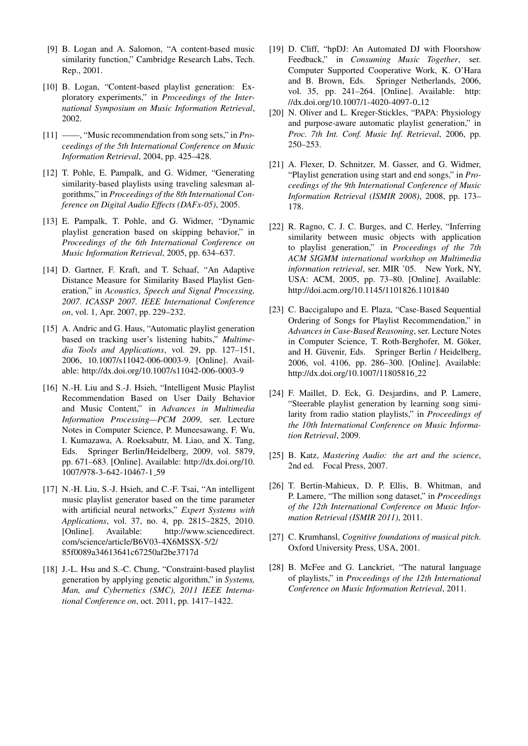[9] B. Logan and A. Salomon, "A content-based music similarity function," Cambridge Research Labs, Tech. Rep., 2001.

[10] B. Logan, "Content-based playlist generation: Exploratory experiments," in *Proceedings of the International Symposium on Music Information Retrieval*, 2002.

[11] ——, "Music recommendation from song sets," in *Proceedings of the 5th International Conference on Music Information Retrieval*, 2004, pp. 425–428.

[12] T. Pohle, E. Pampalk, and G. Widmer, "Generating similarity-based playlists using traveling salesman algorithms," in *Proceedings of the 8th International Conference on Digital Audio Effects (DAFx-05)*, 2005.

[13] E. Pampalk, T. Pohle, and G. Widmer, "Dynamic playlist generation based on skipping behavior," in *Proceedings of the 6th International Conference on Music Information Retrieval*, 2005, pp. 634–637.

[14] D. Gartner, F. Kraft, and T. Schaaf, "An Adaptive Distance Measure for Similarity Based Playlist Generation," in *Acoustics, Speech and Signal Processing, 2007. ICASSP 2007. IEEE International Conference on*, vol. 1, Apr. 2007, pp. 229–232.

[15] A. Andric and G. Haus, "Automatic playlist generation based on tracking user's listening habits," *Multimedia Tools and Applications*, vol. 29, pp. 127–151, 2006, 10.1007/s11042-006-0003-9. [Online]. Available: http://dx.doi.org/10.1007/s11042-006-0003-9

[16] N.-H. Liu and S.-J. Hsieh, "Intelligent Music Playlist Recommendation Based on User Daily Behavior and Music Content," in *Advances in Multimedia Information Processing—PCM 2009*, ser. Lecture Notes in Computer Science, P. Muneesawang, F. Wu, I. Kumazawa, A. Roeksabutr, M. Liao, and X. Tang, Eds. Springer Berlin/Heidelberg, 2009, vol. 5879, pp. 671–683. [Online]. Available: http://dx.doi.org/10.1007/978-3-642-10467-1_59

[17] N.-H. Liu, S.-J. Hsieh, and C.-F. Tsai, "An intelligent music playlist generator based on the time parameter with artificial neural networks," *Expert Systems with Applications*, vol. 37, no. 4, pp. 2815–2825, 2010. [Online]. Available: http://www.sciencedirect.com/science/article/B6V03-4X6MSSX-5/2/85f0089a34613641c67250af2be3717d

[18] J.-L. Hsu and S.-C. Chung, "Constraint-based playlist generation by applying genetic algorithm," in *Systems, Man, and Cybernetics (SMC), 2011 IEEE International Conference on*, oct. 2011, pp. 1417–1422.

[19] D. Cliff, "hpDJ: An Automated DJ with Floorshow Feedback," in *Consuming Music Together*, ser. Computer Supported Cooperative Work, K. O'Hara and B. Brown, Eds. Springer Netherlands, 2006, vol. 35, pp. 241–264. [Online]. Available: http://dx.doi.org/10.1007/1-4020-4097-0_12

[20] N. Oliver and L. Kreger-Stickles, "PAPA: Physiology and purpose-aware automatic playlist generation," in *Proc. 7th Int. Conf. Music Inf. Retrieval*, 2006, pp. 250–253.

[21] A. Flexer, D. Schnitzer, M. Gasser, and G. Widmer, "Playlist generation using start and end songs," in *Proceedings of the 9th International Conference of Music Information Retrieval (ISMIR 2008)*, 2008, pp. 173–178.

[22] R. Ragno, C. J. C. Burges, and C. Herley, "Inferring similarity between music objects with application to playlist generation," in *Proceedings of the 7th ACM SIGMM international workshop on Multimedia information retrieval*, ser. MIR '05. New York, NY, USA: ACM, 2005, pp. 73–80. [Online]. Available: http://doi.acm.org/10.1145/1101826.1101840

[23] C. Baccigalupo and E. Plaza, "Case-Based Sequential Ordering of Songs for Playlist Recommendation," in *Advances in Case-Based Reasoning*, ser. Lecture Notes in Computer Science, T. Roth-Berghofer, M. Göker, and H. Güvenir, Eds. Springer Berlin / Heidelberg, 2006, vol. 4106, pp. 286–300. [Online]. Available: http://dx.doi.org/10.1007/11805816_22

[24] F. Maillet, D. Eck, G. Desjardins, and P. Lamere, "Steerable playlist generation by learning song similarity from radio station playlists," in *Proceedings of the 10th International Conference on Music Information Retrieval*, 2009.

[25] B. Katz, *Mastering Audio: the art and the science*, 2nd ed. Focal Press, 2007.

[26] T. Bertin-Mahieux, D. P. Ellis, B. Whitman, and P. Lamere, "The million song dataset," in *Proceedings of the 12th International Conference on Music Information Retrieval (ISMIR 2011)*, 2011.

[27] C. Krumhansl, *Cognitive foundations of musical pitch*. Oxford University Press, USA, 2001.

[28] B. McFee and G. Lanckriet, "The natural language of playlists," in *Proceedings of the 12th International Conference on Music Information Retrieval*, 2011.